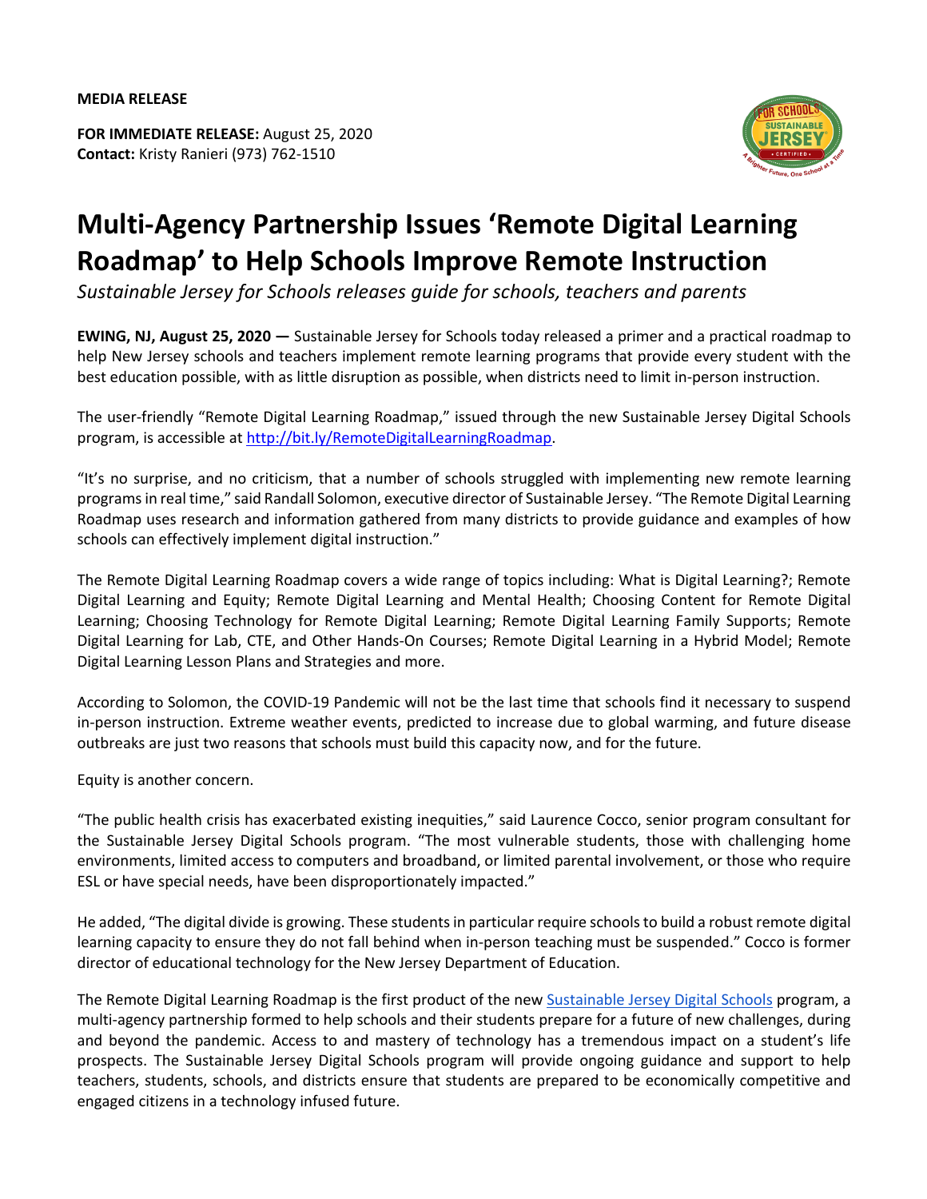**MEDIA RELEASE**

**FOR IMMEDIATE RELEASE:** August 25, 2020
**Contact:** Kristy Ranieri (973) 762-1510

# Multi-Agency Partnership Issues 'Remote Digital Learning Roadmap' to Help Schools Improve Remote Instruction

*Sustainable Jersey for Schools releases guide for schools, teachers and parents*

**EWING, NJ, August 25, 2020 —** Sustainable Jersey for Schools today released a primer and a practical roadmap to help New Jersey schools and teachers implement remote learning programs that provide every student with the best education possible, with as little disruption as possible, when districts need to limit in-person instruction.

The user-friendly "Remote Digital Learning Roadmap," issued through the new Sustainable Jersey Digital Schools program, is accessible at [http://bit.ly/RemoteDigitalLearningRoadmap](http://bit.ly/RemoteDigitalLearningRoadmap).

"It's no surprise, and no criticism, that a number of schools struggled with implementing new remote learning programs in real time," said Randall Solomon, executive director of Sustainable Jersey. "The Remote Digital Learning Roadmap uses research and information gathered from many districts to provide guidance and examples of how schools can effectively implement digital instruction."

The Remote Digital Learning Roadmap covers a wide range of topics including: What is Digital Learning?; Remote Digital Learning and Equity; Remote Digital Learning and Mental Health; Choosing Content for Remote Digital Learning; Choosing Technology for Remote Digital Learning; Remote Digital Learning Family Supports; Remote Digital Learning for Lab, CTE, and Other Hands-On Courses; Remote Digital Learning in a Hybrid Model; Remote Digital Learning Lesson Plans and Strategies and more.

According to Solomon, the COVID-19 Pandemic will not be the last time that schools find it necessary to suspend in-person instruction. Extreme weather events, predicted to increase due to global warming, and future disease outbreaks are just two reasons that schools must build this capacity now, and for the future.

Equity is another concern.

"The public health crisis has exacerbated existing inequities," said Laurence Cocco, senior program consultant for the Sustainable Jersey Digital Schools program. "The most vulnerable students, those with challenging home environments, limited access to computers and broadband, or limited parental involvement, or those who require ESL or have special needs, have been disproportionately impacted."

He added, "The digital divide is growing. These students in particular require schools to build a robust remote digital learning capacity to ensure they do not fall behind when in-person teaching must be suspended." Cocco is former director of educational technology for the New Jersey Department of Education.

The Remote Digital Learning Roadmap is the first product of the new Sustainable Jersey Digital Schools program, a multi-agency partnership formed to help schools and their students prepare for a future of new challenges, during and beyond the pandemic. Access to and mastery of technology has a tremendous impact on a student's life prospects. The Sustainable Jersey Digital Schools program will provide ongoing guidance and support to help teachers, students, schools, and districts ensure that students are prepared to be economically competitive and engaged citizens in a technology infused future.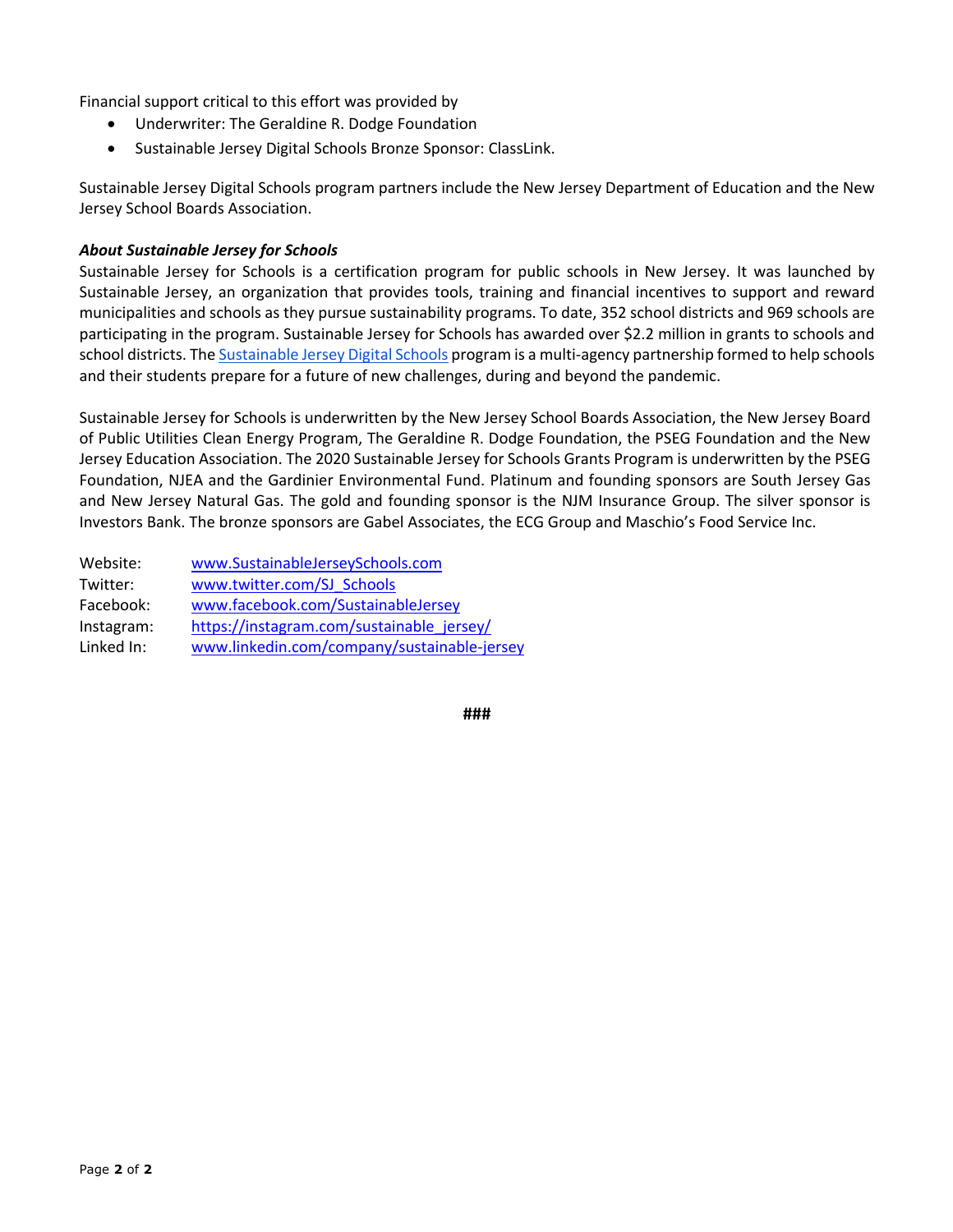Financial support critical to this effort was provided by

- Underwriter: The Geraldine R. Dodge Foundation
- Sustainable Jersey Digital Schools Bronze Sponsor: ClassLink.

Sustainable Jersey Digital Schools program partners include the New Jersey Department of Education and the New Jersey School Boards Association.

***About Sustainable Jersey for Schools***

Sustainable Jersey for Schools is a certification program for public schools in New Jersey. It was launched by Sustainable Jersey, an organization that provides tools, training and financial incentives to support and reward municipalities and schools as they pursue sustainability programs. To date, 352 school districts and 969 schools are participating in the program. Sustainable Jersey for Schools has awarded over $2.2 million in grants to schools and school districts. The Sustainable Jersey Digital Schools program is a multi-agency partnership formed to help schools and their students prepare for a future of new challenges, during and beyond the pandemic.

Sustainable Jersey for Schools is underwritten by the New Jersey School Boards Association, the New Jersey Board of Public Utilities Clean Energy Program, The Geraldine R. Dodge Foundation, the PSEG Foundation and the New Jersey Education Association. The 2020 Sustainable Jersey for Schools Grants Program is underwritten by the PSEG Foundation, NJEA and the Gardinier Environmental Fund. Platinum and founding sponsors are South Jersey Gas and New Jersey Natural Gas. The gold and founding sponsor is the NJM Insurance Group. The silver sponsor is Investors Bank. The bronze sponsors are Gabel Associates, the ECG Group and Maschio's Food Service Inc.

| | |
|---|---|
| Website: | www.SustainableJerseySchools.com |
| Twitter: | www.twitter.com/SJ_Schools |
| Facebook: | www.facebook.com/SustainableJersey |
| Instagram: | https://instagram.com/sustainable_jersey/ |
| Linked In: | www.linkedin.com/company/sustainable-jersey |

**###**